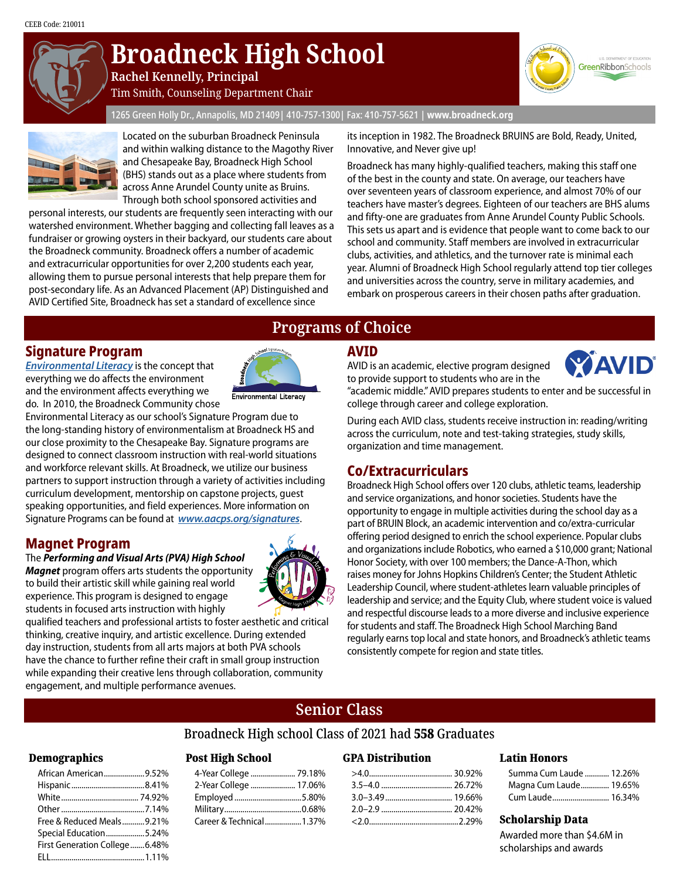CEEB Code: 210011

# Broadneck High School

**Rachel Kennelly, Principal**

Tim Smith, Counseling Department Chair

1265 Green Holly Dr., Annapolis, MD 21409| 410-757-1300| Fax: 410-757-5621 | **www.broadneck.org**

Located on the suburban Broadneck Peninsula and within walking distance to the Magothy River and Chesapeake Bay, Broadneck High School (BHS) stands out as a place where students from across Anne Arundel County unite as Bruins. Through both school sponsored activities and personal interests, our students are frequently seen interacting with our watershed environment. Whether bagging and collecting fall leaves as a fundraiser or growing oysters in their backyard, our students care about the Broadneck community. Broadneck offers a number of academic and extracurricular opportunities for over 2,200 students each year, allowing them to pursue personal interests that help prepare them for post-secondary life. As an Advanced Placement (AP) Distinguished and AVID Certified Site, Broadneck has set a standard of excellence since its inception in 1982. The Broadneck BRUINS are Bold, Ready, United, Innovative, and Never give up!

Broadneck has many highly-qualified teachers, making this staff one of the best in the county and state. On average, our teachers have over seventeen years of classroom experience, and almost 70% of our teachers have master's degrees. Eighteen of our teachers are BHS alums and fifty-one are graduates from Anne Arundel County Public Schools. This sets us apart and is evidence that people want to come back to our school and community. Staff members are involved in extracurricular clubs, activities, and athletics, and the turnover rate is minimal each year. Alumni of Broadneck High School regularly attend top tier colleges and universities across the country, serve in military academies, and embark on prosperous careers in their chosen paths after graduation.

## Programs of Choice

### Signature Program

***Environmental Literacy*** is the concept that everything we do affects the environment and the environment affects everything we do. In 2010, the Broadneck Community chose Environmental Literacy as our school's Signature Program due to the long-standing history of environmentalism at Broadneck HS and our close proximity to the Chesapeake Bay. Signature programs are designed to connect classroom instruction with real-world situations and workforce relevant skills. At Broadneck, we utilize our business partners to support instruction through a variety of activities including curriculum development, mentorship on capstone projects, guest speaking opportunities, and field experiences. More information on Signature Programs can be found at ***www.aacps.org/signatures***.

### Magnet Program

The ***Performing and Visual Arts (PVA) High School Magnet*** program offers arts students the opportunity to build their artistic skill while gaining real world experience. This program is designed to engage students in focused arts instruction with highly qualified teachers and professional artists to foster aesthetic and critical thinking, creative inquiry, and artistic excellence. During extended day instruction, students from all arts majors at both PVA schools have the chance to further refine their craft in small group instruction while expanding their creative lens through collaboration, community engagement, and multiple performance avenues.

### AVID

AVID is an academic, elective program designed to provide support to students who are in the "academic middle." AVID prepares students to enter and be successful in college through career and college exploration.

During each AVID class, students receive instruction in: reading/writing across the curriculum, note and test-taking strategies, study skills, organization and time management.

### Co/Extracurriculars

Broadneck High School offers over 120 clubs, athletic teams, leadership and service organizations, and honor societies. Students have the opportunity to engage in multiple activities during the school day as a part of BRUIN Block, an academic intervention and co/extra-curricular offering period designed to enrich the school experience. Popular clubs and organizations include Robotics, who earned a $10,000 grant; National Honor Society, with over 100 members; the Dance-A-Thon, which raises money for Johns Hopkins Children's Center; the Student Athletic Leadership Council, where student-athletes learn valuable principles of leadership and service; and the Equity Club, where student voice is valued and respectful discourse leads to a more diverse and inclusive experience for students and staff. The Broadneck High School Marching Band regularly earns top local and state honors, and Broadneck's athletic teams consistently compete for region and state titles.

## Senior Class

Broadneck High school Class of 2021 had **558** Graduates

### Demographics

| | |
|---|---|
| African American | 9.52% |
| Hispanic | 8.41% |
| White | 74.92% |
| Other | 7.14% |
| Free & Reduced Meals | 9.21% |
| Special Education | 5.24% |
| First Generation College | 6.48% |
| ELL | 1.11% |

### Post High School

| | |
|---|---|
| 4-Year College | 79.18% |
| 2-Year College | 17.06% |
| Employed | 5.80% |
| Military | 0.68% |
| Career & Technical | 1.37% |

### GPA Distribution

| | |
|---|---|
| >4.0 | 30.92% |
| 3.5–4.0 | 26.72% |
| 3.0–3.49 | 19.66% |
| 2.0–2.9 | 20.42% |
| <2.0 | 2.29% |

### Latin Honors

| | |
|---|---|
| Summa Cum Laude | 12.26% |
| Magna Cum Laude | 19.65% |
| Cum Laude | 16.34% |

### Scholarship Data

Awarded more than $4.6M in scholarships and awards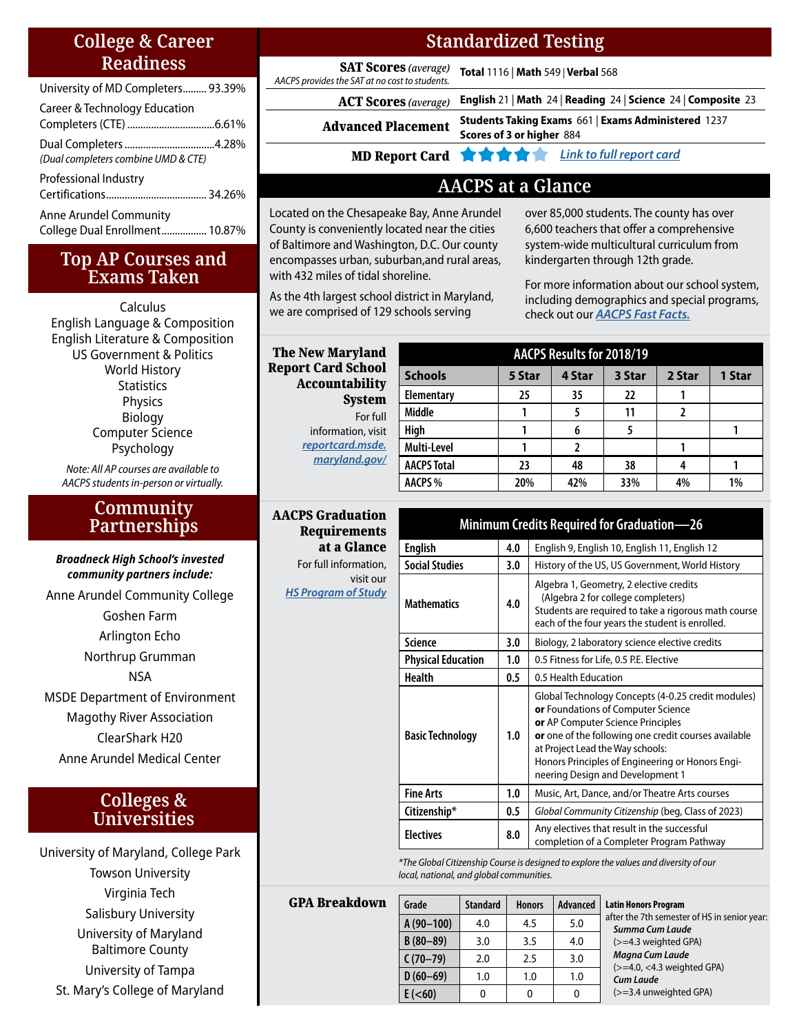## College & Career Readiness

University of MD Completers......... 93.39%

Career & Technology Education Completers (CTE) ................................6.61%

Dual Completers .................................4.28%
*(Dual completers combine UMD & CTE)*

Professional Industry Certifications..................................... 34.26%

Anne Arundel Community College Dual Enrollment................. 10.87%

## Top AP Courses and Exams Taken

Calculus
English Language & Composition
English Literature & Composition
US Government & Politics
World History
Statistics
Physics
Biology
Computer Science
Psychology

*Note: All AP courses are available to AACPS students in-person or virtually.*

## Community Partnerships

***Broadneck High School's invested community partners include:***

Anne Arundel Community College
Goshen Farm
Arlington Echo
Northrup Grumman
NSA
MSDE Department of Environment
Magothy River Association
ClearShark H20
Anne Arundel Medical Center

## Colleges & Universities

University of Maryland, College Park
Towson University
Virginia Tech
Salisbury University
University of Maryland Baltimore County
University of Tampa
St. Mary's College of Maryland

## Standardized Testing

**SAT Scores** *(average)* — **Total** 1116 | **Math** 549 | **Verbal** 568
*AACPS provides the SAT at no cost to students.*

**ACT Scores** *(average)* — **English** 21 | **Math** 24 | **Reading** 24 | **Science** 24 | **Composite** 23

**Advanced Placement** — **Students Taking Exams** 661 | **Exams Administered** 1237
**Scores of 3 or higher** 884

**MD Report Card** — ★★★★☆ *Link to full report card*

## AACPS at a Glance

Located on the Chesapeake Bay, Anne Arundel County is conveniently located near the cities of Baltimore and Washington, D.C. Our county encompasses urban, suburban,and rural areas, with 432 miles of tidal shoreline.

As the 4th largest school district in Maryland, we are comprised of 129 schools serving over 85,000 students. The county has over 6,600 teachers that offer a comprehensive system-wide multicultural curriculum from kindergarten through 12th grade.

For more information about our school system, including demographics and special programs, check out our *AACPS Fast Facts.*

### The New Maryland Report Card School Accountability System

For full information, visit *reportcard.msde.maryland.gov/*

**AACPS Results for 2018/19**

| Schools | 5 Star | 4 Star | 3 Star | 2 Star | 1 Star |
|---|---|---|---|---|---|
| Elementary | 25 | 35 | 22 | 1 | |
| Middle | 1 | 5 | 11 | 2 | |
| High | 1 | 6 | 5 | | 1 |
| Multi-Level | 1 | 2 | | 1 | |
| AACPS Total | 23 | 48 | 38 | 4 | 1 |
| AACPS % | 20% | 42% | 33% | 4% | 1% |

### AACPS Graduation Requirements at a Glance

For full information, visit our *HS Program of Study*

**Minimum Credits Required for Graduation—26**

| Subject | Credits | Courses |
|---|---|---|
| English | 4.0 | English 9, English 10, English 11, English 12 |
| Social Studies | 3.0 | History of the US, US Government, World History |
| Mathematics | 4.0 | Algebra 1, Geometry, 2 elective credits (Algebra 2 for college completers) Students are required to take a rigorous math course each of the four years the student is enrolled. |
| Science | 3.0 | Biology, 2 laboratory science elective credits |
| Physical Education | 1.0 | 0.5 Fitness for Life, 0.5 P.E. Elective |
| Health | 0.5 | 0.5 Health Education |
| Basic Technology | 1.0 | Global Technology Concepts (4-0.25 credit modules) **or** Foundations of Computer Science **or** AP Computer Science Principles **or** one of the following one credit courses available at Project Lead the Way schools: Honors Principles of Engineering or Honors Engineering Design and Development 1 |
| Fine Arts | 1.0 | Music, Art, Dance, and/or Theatre Arts courses |
| Citizenship* | 0.5 | *Global Community Citizenship* (beg, Class of 2023) |
| Electives | 8.0 | Any electives that result in the successful completion of a Completer Program Pathway |

*\*The Global Citizenship Course is designed to explore the values and diversity of our local, national, and global communities.*

### GPA Breakdown

| Grade | Standard | Honors | Advanced |
|---|---|---|---|
| A (90–100) | 4.0 | 4.5 | 5.0 |
| B (80–89) | 3.0 | 3.5 | 4.0 |
| C (70–79) | 2.0 | 2.5 | 3.0 |
| D (60–69) | 1.0 | 1.0 | 1.0 |
| E (<60) | 0 | 0 | 0 |

**Latin Honors Program**
after the 7th semester of HS in senior year:
***Summa Cum Laude*** (>=4.3 weighted GPA)
***Magna Cum Laude*** (>=4.0, <4.3 weighted GPA)
***Cum Laude*** (>=3.4 unweighted GPA)